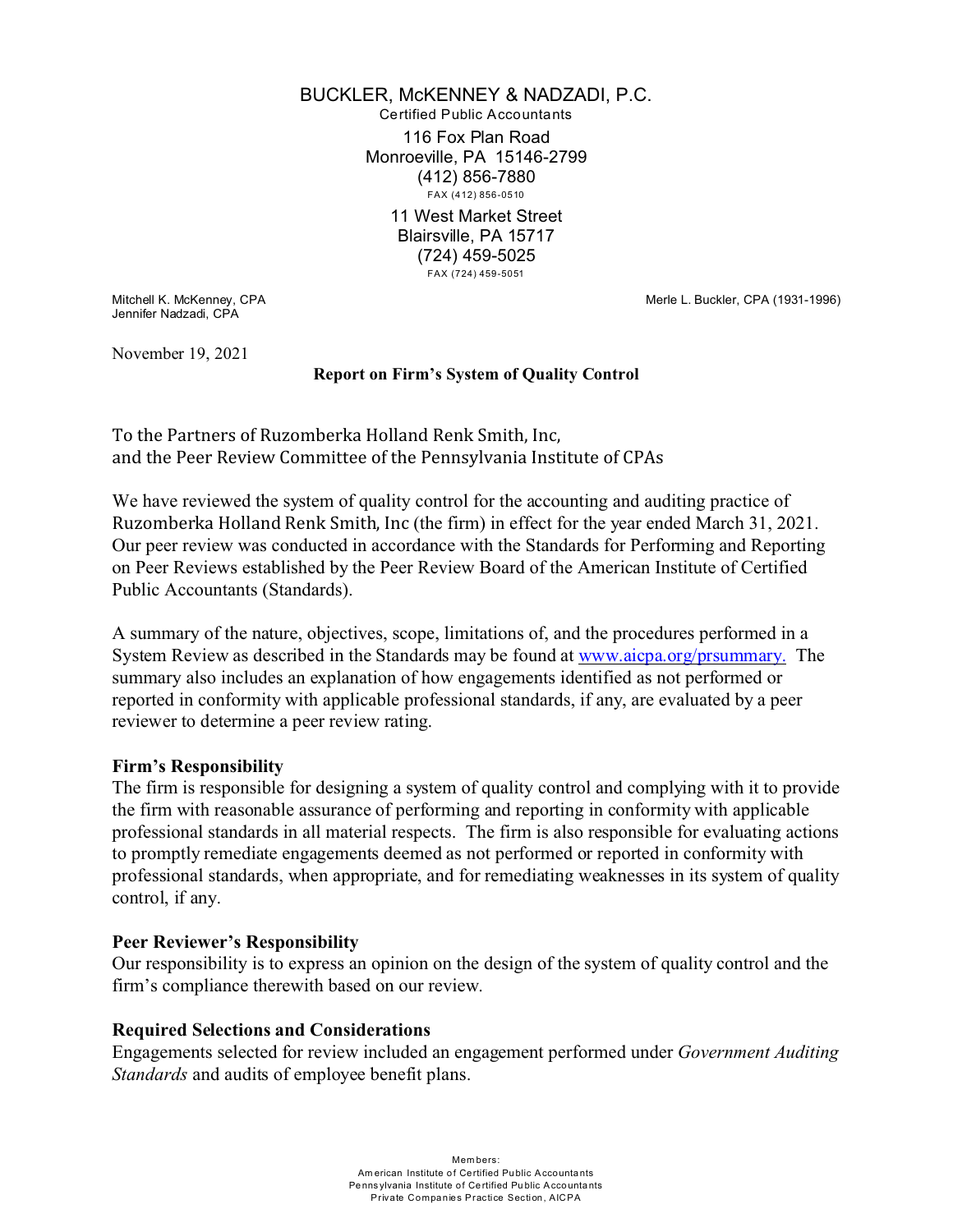BUCKLER, McKENNEY & NADZADI, P.C.
Certified Public Accountants

116 Fox Plan Road
Monroeville, PA 15146-2799
(412) 856-7880
FAX (412) 856-0510

11 West Market Street
Blairsville, PA 15717
(724) 459-5025
FAX (724) 459-5051

Mitchell K. McKenney, CPA
Jennifer Nadzadi, CPA

Merle L. Buckler, CPA (1931-1996)

November 19, 2021

**Report on Firm's System of Quality Control**

To the Partners of Ruzomberka Holland Renk Smith, Inc,
and the Peer Review Committee of the Pennsylvania Institute of CPAs

We have reviewed the system of quality control for the accounting and auditing practice of Ruzomberka Holland Renk Smith, Inc (the firm) in effect for the year ended March 31, 2021. Our peer review was conducted in accordance with the Standards for Performing and Reporting on Peer Reviews established by the Peer Review Board of the American Institute of Certified Public Accountants (Standards).

A summary of the nature, objectives, scope, limitations of, and the procedures performed in a System Review as described in the Standards may be found at www.aicpa.org/prsummary. The summary also includes an explanation of how engagements identified as not performed or reported in conformity with applicable professional standards, if any, are evaluated by a peer reviewer to determine a peer review rating.

**Firm's Responsibility**

The firm is responsible for designing a system of quality control and complying with it to provide the firm with reasonable assurance of performing and reporting in conformity with applicable professional standards in all material respects. The firm is also responsible for evaluating actions to promptly remediate engagements deemed as not performed or reported in conformity with professional standards, when appropriate, and for remediating weaknesses in its system of quality control, if any.

**Peer Reviewer's Responsibility**

Our responsibility is to express an opinion on the design of the system of quality control and the firm's compliance therewith based on our review.

**Required Selections and Considerations**

Engagements selected for review included an engagement performed under *Government Auditing Standards* and audits of employee benefit plans.

Members:
American Institute of Certified Public Accountants
Pennsylvania Institute of Certified Public Accountants
Private Companies Practice Section, AICPA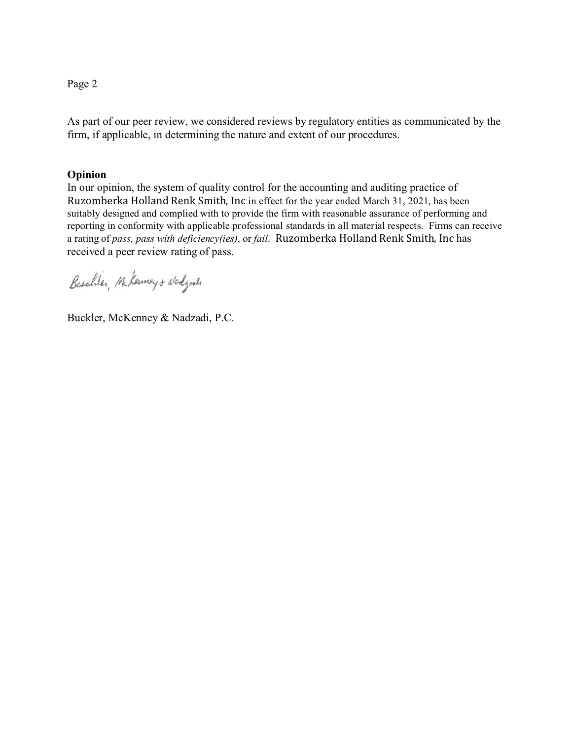As part of our peer review, we considered reviews by regulatory entities as communicated by the firm, if applicable, in determining the nature and extent of our procedures.

**Opinion**

In our opinion, the system of quality control for the accounting and auditing practice of Ruzomberka Holland Renk Smith, Inc in effect for the year ended March 31, 2021, has been suitably designed and complied with to provide the firm with reasonable assurance of performing and reporting in conformity with applicable professional standards in all material respects. Firms can receive a rating of *pass, pass with deficiency(ies)*, or *fail*. Ruzomberka Holland Renk Smith, Inc has received a peer review rating of pass.

Buckler, McKenney & Nadzadi

Buckler, McKenney & Nadzadi, P.C.